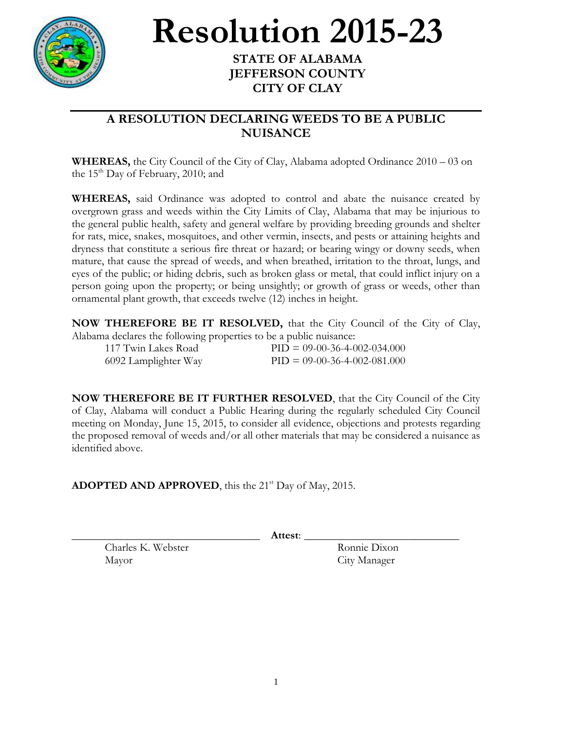# Resolution 2015-23

**STATE OF ALABAMA**
**JEFFERSON COUNTY**
**CITY OF CLAY**

---

## A RESOLUTION DECLARING WEEDS TO BE A PUBLIC NUISANCE

**WHEREAS,** the City Council of the City of Clay, Alabama adopted Ordinance 2010 – 03 on the 15th Day of February, 2010; and

**WHEREAS,** said Ordinance was adopted to control and abate the nuisance created by overgrown grass and weeds within the City Limits of Clay, Alabama that may be injurious to the general public health, safety and general welfare by providing breeding grounds and shelter for rats, mice, snakes, mosquitoes, and other vermin, insects, and pests or attaining heights and dryness that constitute a serious fire threat or hazard; or bearing wingy or downy seeds, when mature, that cause the spread of weeds, and when breathed, irritation to the throat, lungs, and eyes of the public; or hiding debris, such as broken glass or metal, that could inflict injury on a person going upon the property; or being unsightly; or growth of grass or weeds, other than ornamental plant growth, that exceeds twelve (12) inches in height.

**NOW THEREFORE BE IT RESOLVED,** that the City Council of the City of Clay, Alabama declares the following properties to be a public nuisance:

| | |
|---|---|
| 117 Twin Lakes Road | PID = 09-00-36-4-002-034.000 |
| 6092 Lamplighter Way | PID = 09-00-36-4-002-081.000 |

**NOW THEREFORE BE IT FURTHER RESOLVED**, that the City Council of the City of Clay, Alabama will conduct a Public Hearing during the regularly scheduled City Council meeting on Monday, June 15, 2015, to consider all evidence, objections and protests regarding the proposed removal of weeds and/or all other materials that may be considered a nuisance as identified above.

**ADOPTED AND APPROVED**, this the 21st Day of May, 2015.

\_\_\_\_\_\_\_\_\_\_\_\_\_\_\_\_\_\_\_\_\_\_\_\_\_\_\_\_\_\_ **Attest**: \_\_\_\_\_\_\_\_\_\_\_\_\_\_\_\_\_\_\_\_\_\_\_\_\_\_\_\_\_\_

Charles K. Webster — Mayor

Ronnie Dixon — City Manager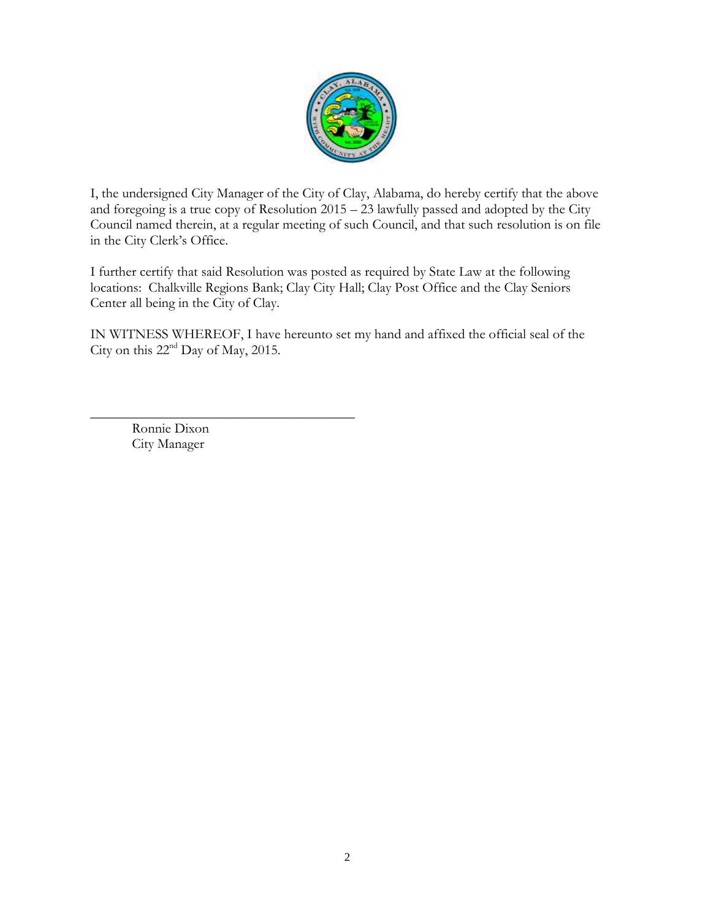I, the undersigned City Manager of the City of Clay, Alabama, do hereby certify that the above and foregoing is a true copy of Resolution 2015 – 23 lawfully passed and adopted by the City Council named therein, at a regular meeting of such Council, and that such resolution is on file in the City Clerk's Office.

I further certify that said Resolution was posted as required by State Law at the following locations: Chalkville Regions Bank; Clay City Hall; Clay Post Office and the Clay Seniors Center all being in the City of Clay.

IN WITNESS WHEREOF, I have hereunto set my hand and affixed the official seal of the City on this 22nd Day of May, 2015.

\_\_\_\_\_\_\_\_\_\_\_\_\_\_\_\_\_\_\_\_\_\_\_\_\_\_\_\_\_\_\_\_\_\_\_\_\_\_\_

Ronnie Dixon
City Manager